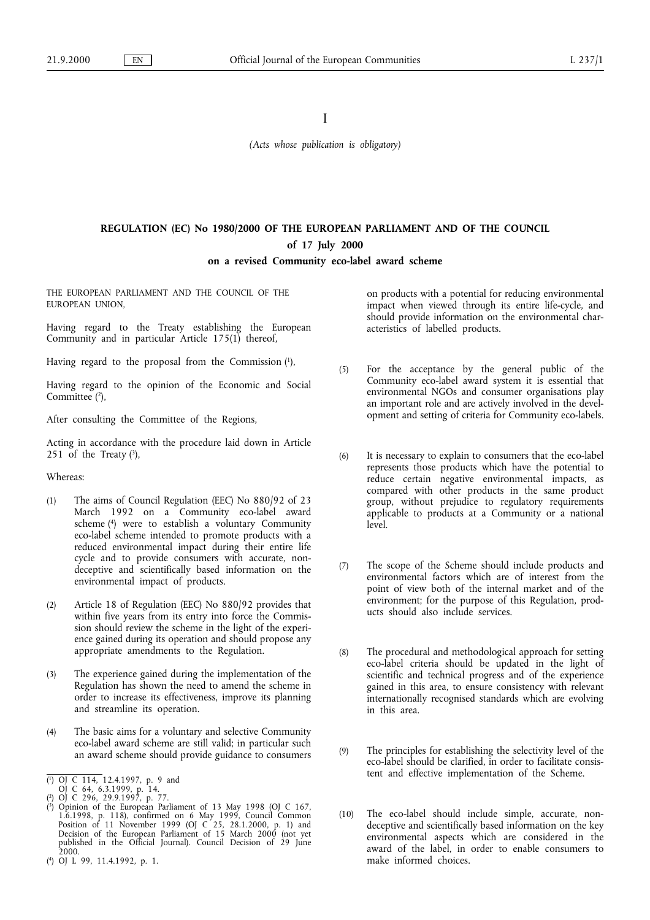I

*(Acts whose publication is obligatory)*

## REGULATION (EC) No 1980/2000 OF THE EUROPEAN PARLIAMENT AND OF THE COUNCIL

### of 17 July 2000

### on a revised Community eco-label award scheme

THE EUROPEAN PARLIAMENT AND THE COUNCIL OF THE EUROPEAN UNION,

Having regard to the Treaty establishing the European Community and in particular Article 175(1) thereof,

Having regard to the proposal from the Commission [1],

Having regard to the opinion of the Economic and Social Committee [2],

After consulting the Committee of the Regions,

Acting in accordance with the procedure laid down in Article 251 of the Treaty [3],

Whereas:

(1) The aims of Council Regulation (EEC) No 880/92 of 23 March 1992 on a Community eco-label award scheme [4] were to establish a voluntary Community eco-label scheme intended to promote products with a reduced environmental impact during their entire life cycle and to provide consumers with accurate, non-deceptive and scientifically based information on the environmental impact of products.

(2) Article 18 of Regulation (EEC) No 880/92 provides that within five years from its entry into force the Commission should review the scheme in the light of the experience gained during its operation and should propose any appropriate amendments to the Regulation.

(3) The experience gained during the implementation of the Regulation has shown the need to amend the scheme in order to increase its effectiveness, improve its planning and streamline its operation.

(4) The basic aims for a voluntary and selective Community eco-label award scheme are still valid; in particular such an award scheme should provide guidance to consumers on products with a potential for reducing environmental impact when viewed through its entire life-cycle, and should provide information on the environmental characteristics of labelled products.

(5) For the acceptance by the general public of the Community eco-label award system it is essential that environmental NGOs and consumer organisations play an important role and are actively involved in the development and setting of criteria for Community eco-labels.

(6) It is necessary to explain to consumers that the eco-label represents those products which have the potential to reduce certain negative environmental impacts, as compared with other products in the same product group, without prejudice to regulatory requirements applicable to products at a Community or a national level.

(7) The scope of the Scheme should include products and environmental factors which are of interest from the point of view both of the internal market and of the environment; for the purpose of this Regulation, products should also include services.

(8) The procedural and methodological approach for setting eco-label criteria should be updated in the light of scientific and technical progress and of the experience gained in this area, to ensure consistency with relevant internationally recognised standards which are evolving in this area.

(9) The principles for establishing the selectivity level of the eco-label should be clarified, in order to facilitate consistent and effective implementation of the Scheme.

(10) The eco-label should include simple, accurate, non-deceptive and scientifically based information on the key environmental aspects which are considered in the award of the label, in order to enable consumers to make informed choices.

---

[1] OJ C 114, 12.4.1997, p. 9 and OJ C 64, 6.3.1999, p. 14.

[2] OJ C 296, 29.9.1997, p. 77.

[3] Opinion of the European Parliament of 13 May 1998 (OJ C 167, 1.6.1998, p. 118), confirmed on 6 May 1999, Council Common Position of 11 November 1999 (OJ C 25, 28.1.2000, p. 1) and Decision of the European Parliament of 15 March 2000 (not yet published in the Official Journal). Council Decision of 29 June 2000.

[4] OJ L 99, 11.4.1992, p. 1.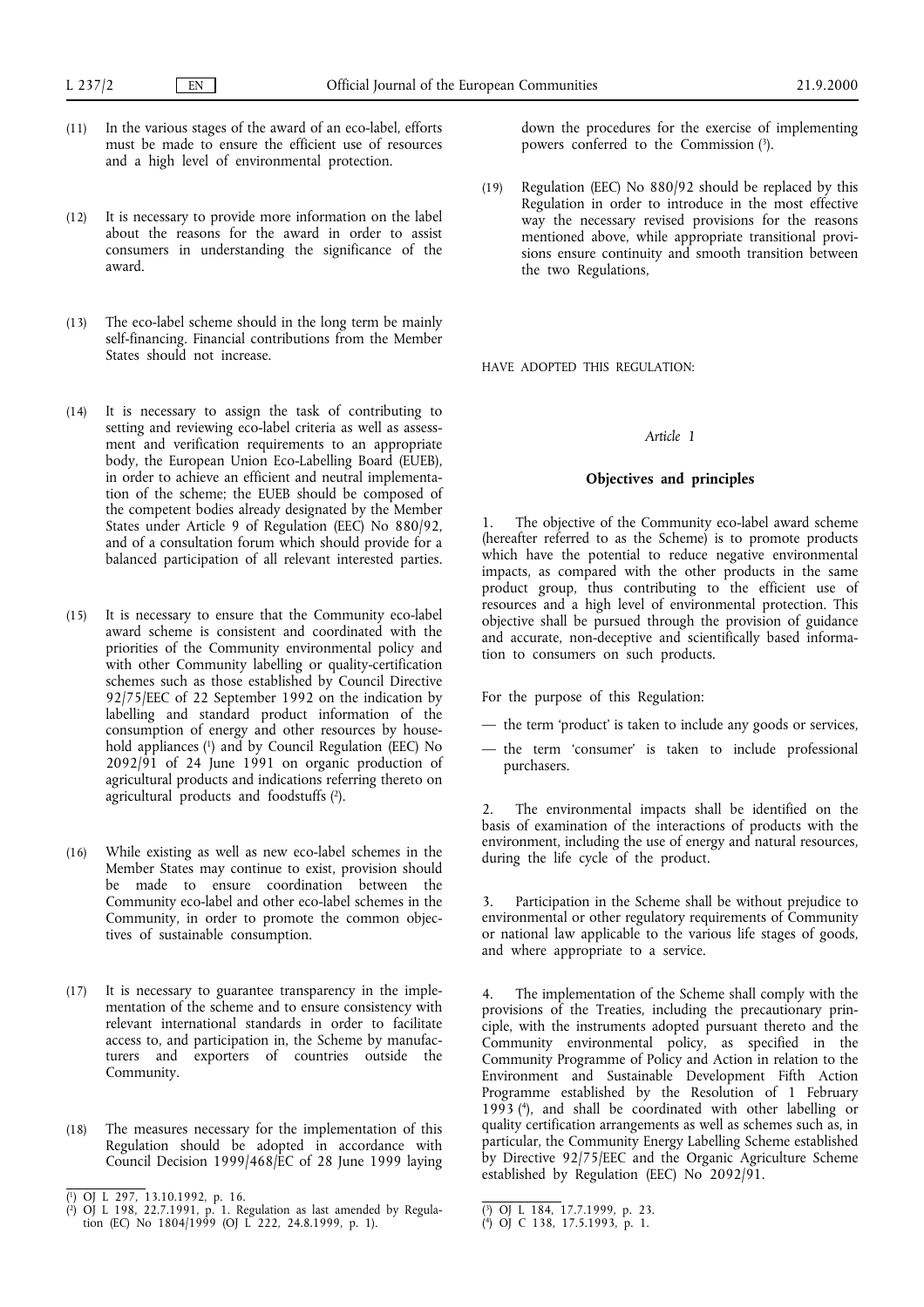(11) In the various stages of the award of an eco-label, efforts must be made to ensure the efficient use of resources and a high level of environmental protection.

(12) It is necessary to provide more information on the label about the reasons for the award in order to assist consumers in understanding the significance of the award.

(13) The eco-label scheme should in the long term be mainly self-financing. Financial contributions from the Member States should not increase.

(14) It is necessary to assign the task of contributing to setting and reviewing eco-label criteria as well as assessment and verification requirements to an appropriate body, the European Union Eco-Labelling Board (EUEB), in order to achieve an efficient and neutral implementation of the scheme; the EUEB should be composed of the competent bodies already designated by the Member States under Article 9 of Regulation (EEC) No 880/92, and of a consultation forum which should provide for a balanced participation of all relevant interested parties.

(15) It is necessary to ensure that the Community eco-label award scheme is consistent and coordinated with the priorities of the Community environmental policy and with other Community labelling or quality-certification schemes such as those established by Council Directive 92/75/EEC of 22 September 1992 on the indication by labelling and standard product information of the consumption of energy and other resources by household appliances [1] and by Council Regulation (EEC) No 2092/91 of 24 June 1991 on organic production of agricultural products and indications referring thereto on agricultural products and foodstuffs [2].

(16) While existing as well as new eco-label schemes in the Member States may continue to exist, provision should be made to ensure coordination between the Community eco-label and other eco-label schemes in the Community, in order to promote the common objectives of sustainable consumption.

(17) It is necessary to guarantee transparency in the implementation of the scheme and to ensure consistency with relevant international standards in order to facilitate access to, and participation in, the Scheme by manufacturers and exporters of countries outside the Community.

(18) The measures necessary for the implementation of this Regulation should be adopted in accordance with Council Decision 1999/468/EC of 28 June 1999 laying down the procedures for the exercise of implementing powers conferred to the Commission [3].

(19) Regulation (EEC) No 880/92 should be replaced by this Regulation in order to introduce in the most effective way the necessary revised provisions for the reasons mentioned above, while appropriate transitional provisions ensure continuity and smooth transition between the two Regulations,

HAVE ADOPTED THIS REGULATION:

*Article 1*

**Objectives and principles**

1. The objective of the Community eco-label award scheme (hereafter referred to as the Scheme) is to promote products which have the potential to reduce negative environmental impacts, as compared with the other products in the same product group, thus contributing to the efficient use of resources and a high level of environmental protection. This objective shall be pursued through the provision of guidance and accurate, non-deceptive and scientifically based information to consumers on such products.

For the purpose of this Regulation:

— the term 'product' is taken to include any goods or services,

— the term 'consumer' is taken to include professional purchasers.

2. The environmental impacts shall be identified on the basis of examination of the interactions of products with the environment, including the use of energy and natural resources, during the life cycle of the product.

3. Participation in the Scheme shall be without prejudice to environmental or other regulatory requirements of Community or national law applicable to the various life stages of goods, and where appropriate to a service.

4. The implementation of the Scheme shall comply with the provisions of the Treaties, including the precautionary principle, with the instruments adopted pursuant thereto and the Community environmental policy, as specified in the Community Programme of Policy and Action in relation to the Environment and Sustainable Development Fifth Action Programme established by the Resolution of 1 February 1993 [4], and shall be coordinated with other labelling or quality certification arrangements as well as schemes such as, in particular, the Community Energy Labelling Scheme established by Directive 92/75/EEC and the Organic Agriculture Scheme established by Regulation (EEC) No 2092/91.

---

[1] OJ L 297, 13.10.1992, p. 16.

[2] OJ L 198, 22.7.1991, p. 1. Regulation as last amended by Regulation (EC) No 1804/1999 (OJ L 222, 24.8.1999, p. 1).

[3] OJ L 184, 17.7.1999, p. 23.

[4] OJ C 138, 17.5.1993, p. 1.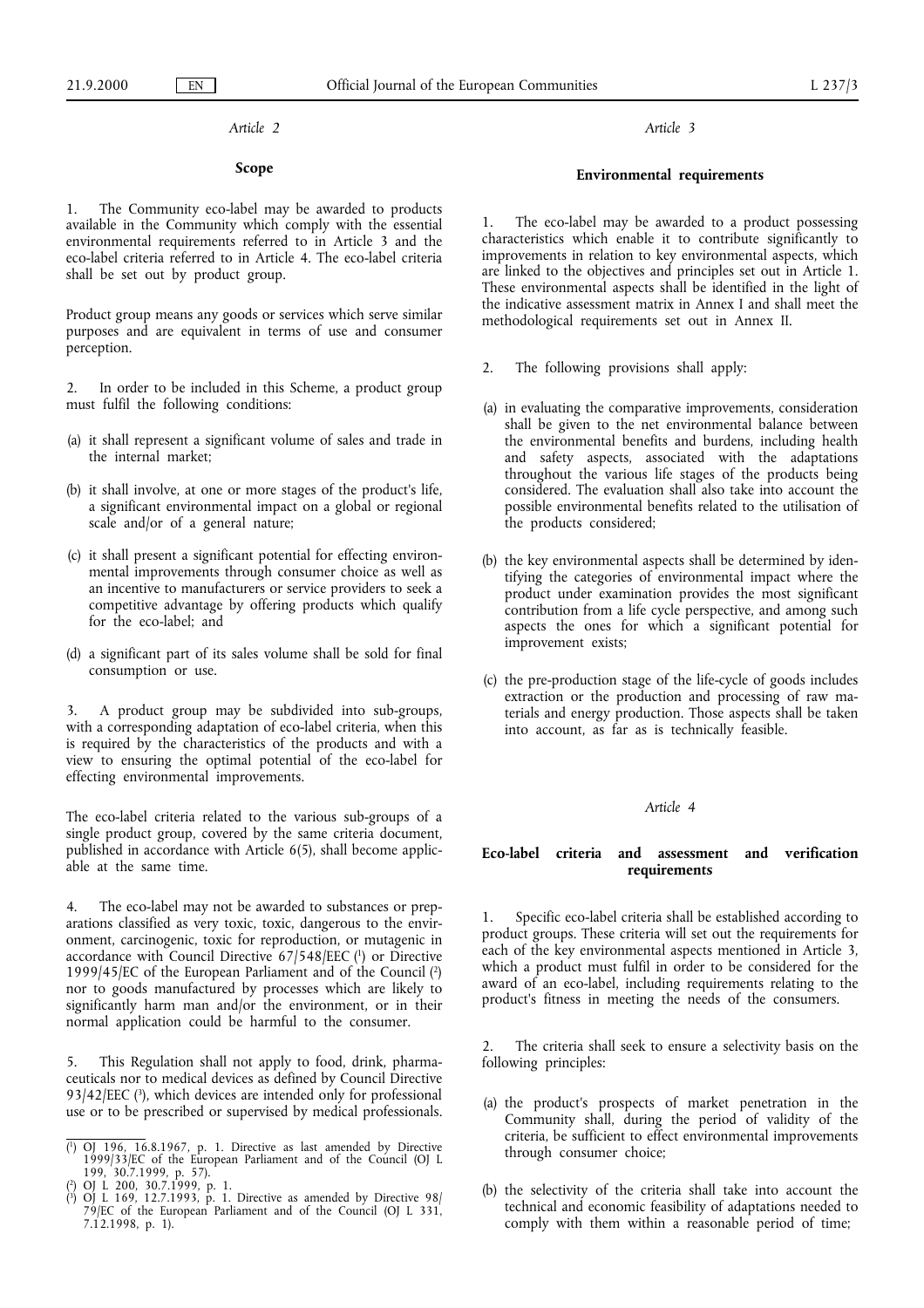*Article 2*

**Scope**

1. The Community eco-label may be awarded to products available in the Community which comply with the essential environmental requirements referred to in Article 3 and the eco-label criteria referred to in Article 4. The eco-label criteria shall be set out by product group.

Product group means any goods or services which serve similar purposes and are equivalent in terms of use and consumer perception.

2. In order to be included in this Scheme, a product group must fulfil the following conditions:

(a) it shall represent a significant volume of sales and trade in the internal market;

(b) it shall involve, at one or more stages of the product's life, a significant environmental impact on a global or regional scale and/or of a general nature;

(c) it shall present a significant potential for effecting environmental improvements through consumer choice as well as an incentive to manufacturers or service providers to seek a competitive advantage by offering products which qualify for the eco-label; and

(d) a significant part of its sales volume shall be sold for final consumption or use.

3. A product group may be subdivided into sub-groups, with a corresponding adaptation of eco-label criteria, when this is required by the characteristics of the products and with a view to ensuring the optimal potential of the eco-label for effecting environmental improvements.

The eco-label criteria related to the various sub-groups of a single product group, covered by the same criteria document, published in accordance with Article 6(5), shall become applicable at the same time.

4. The eco-label may not be awarded to substances or preparations classified as very toxic, toxic, dangerous to the environment, carcinogenic, toxic for reproduction, or mutagenic in accordance with Council Directive 67/548/EEC [1] or Directive 1999/45/EC of the European Parliament and of the Council [2] nor to goods manufactured by processes which are likely to significantly harm man and/or the environment, or in their normal application could be harmful to the consumer.

5. This Regulation shall not apply to food, drink, pharmaceuticals nor to medical devices as defined by Council Directive 93/42/EEC [3], which devices are intended only for professional use or to be prescribed or supervised by medical professionals.

*Article 3*

**Environmental requirements**

1. The eco-label may be awarded to a product possessing characteristics which enable it to contribute significantly to improvements in relation to key environmental aspects, which are linked to the objectives and principles set out in Article 1. These environmental aspects shall be identified in the light of the indicative assessment matrix in Annex I and shall meet the methodological requirements set out in Annex II.

2. The following provisions shall apply:

(a) in evaluating the comparative improvements, consideration shall be given to the net environmental balance between the environmental benefits and burdens, including health and safety aspects, associated with the adaptations throughout the various life stages of the products being considered. The evaluation shall also take into account the possible environmental benefits related to the utilisation of the products considered;

(b) the key environmental aspects shall be determined by identifying the categories of environmental impact where the product under examination provides the most significant contribution from a life cycle perspective, and among such aspects the ones for which a significant potential for improvement exists;

(c) the pre-production stage of the life-cycle of goods includes extraction or the production and processing of raw materials and energy production. Those aspects shall be taken into account, as far as is technically feasible.

*Article 4*

**Eco-label criteria and assessment and verification requirements**

1. Specific eco-label criteria shall be established according to product groups. These criteria will set out the requirements for each of the key environmental aspects mentioned in Article 3, which a product must fulfil in order to be considered for the award of an eco-label, including requirements relating to the product's fitness in meeting the needs of the consumers.

2. The criteria shall seek to ensure a selectivity basis on the following principles:

(a) the product's prospects of market penetration in the Community shall, during the period of validity of the criteria, be sufficient to effect environmental improvements through consumer choice;

(b) the selectivity of the criteria shall take into account the technical and economic feasibility of adaptations needed to comply with them within a reasonable period of time;

---

[1] OJ 196, 16.8.1967, p. 1. Directive as last amended by Directive 1999/33/EC of the European Parliament and of the Council (OJ L 199, 30.7.1999, p. 57).

[2] OJ L 200, 30.7.1999, p. 1.

[3] OJ L 169, 12.7.1993, p. 1. Directive as amended by Directive 98/79/EC of the European Parliament and of the Council (OJ L 331, 7.12.1998, p. 1).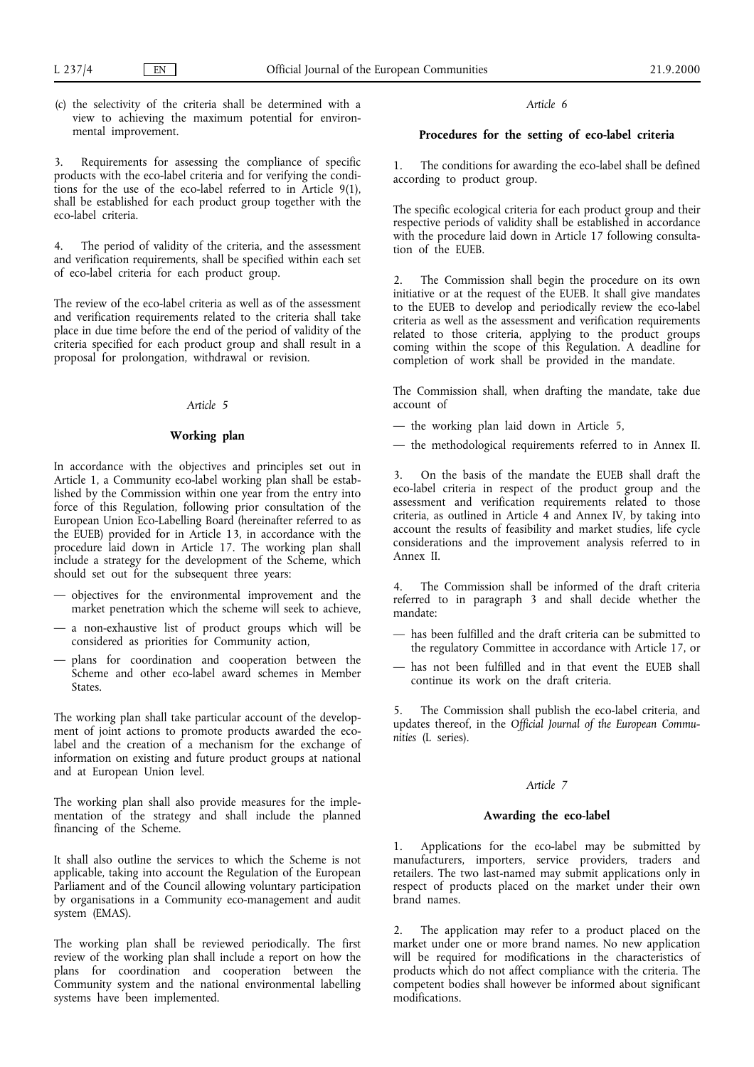(c) the selectivity of the criteria shall be determined with a view to achieving the maximum potential for environmental improvement.

3. Requirements for assessing the compliance of specific products with the eco-label criteria and for verifying the conditions for the use of the eco-label referred to in Article 9(1), shall be established for each product group together with the eco-label criteria.

4. The period of validity of the criteria, and the assessment and verification requirements, shall be specified within each set of eco-label criteria for each product group.

The review of the eco-label criteria as well as of the assessment and verification requirements related to the criteria shall take place in due time before the end of the period of validity of the criteria specified for each product group and shall result in a proposal for prolongation, withdrawal or revision.

*Article 5*

**Working plan**

In accordance with the objectives and principles set out in Article 1, a Community eco-label working plan shall be established by the Commission within one year from the entry into force of this Regulation, following prior consultation of the European Union Eco-Labelling Board (hereinafter referred to as the EUEB) provided for in Article 13, in accordance with the procedure laid down in Article 17. The working plan shall include a strategy for the development of the Scheme, which should set out for the subsequent three years:

— objectives for the environmental improvement and the market penetration which the scheme will seek to achieve,

— a non-exhaustive list of product groups which will be considered as priorities for Community action,

— plans for coordination and cooperation between the Scheme and other eco-label award schemes in Member States.

The working plan shall take particular account of the development of joint actions to promote products awarded the eco-label and the creation of a mechanism for the exchange of information on existing and future product groups at national and at European Union level.

The working plan shall also provide measures for the implementation of the strategy and shall include the planned financing of the Scheme.

It shall also outline the services to which the Scheme is not applicable, taking into account the Regulation of the European Parliament and of the Council allowing voluntary participation by organisations in a Community eco-management and audit system (EMAS).

The working plan shall be reviewed periodically. The first review of the working plan shall include a report on how the plans for coordination and cooperation between the Community system and the national environmental labelling systems have been implemented.

*Article 6*

**Procedures for the setting of eco-label criteria**

1. The conditions for awarding the eco-label shall be defined according to product group.

The specific ecological criteria for each product group and their respective periods of validity shall be established in accordance with the procedure laid down in Article 17 following consultation of the EUEB.

2. The Commission shall begin the procedure on its own initiative or at the request of the EUEB. It shall give mandates to the EUEB to develop and periodically review the eco-label criteria as well as the assessment and verification requirements related to those criteria, applying to the product groups coming within the scope of this Regulation. A deadline for completion of work shall be provided in the mandate.

The Commission shall, when drafting the mandate, take due account of

— the working plan laid down in Article 5,

— the methodological requirements referred to in Annex II.

3. On the basis of the mandate the EUEB shall draft the eco-label criteria in respect of the product group and the assessment and verification requirements related to those criteria, as outlined in Article 4 and Annex IV, by taking into account the results of feasibility and market studies, life cycle considerations and the improvement analysis referred to in Annex II.

4. The Commission shall be informed of the draft criteria referred to in paragraph 3 and shall decide whether the mandate:

— has been fulfilled and the draft criteria can be submitted to the regulatory Committee in accordance with Article 17, or

— has not been fulfilled and in that event the EUEB shall continue its work on the draft criteria.

5. The Commission shall publish the eco-label criteria, and updates thereof, in the *Official Journal of the European Communities* (L series).

*Article 7*

**Awarding the eco-label**

1. Applications for the eco-label may be submitted by manufacturers, importers, service providers, traders and retailers. The two last-named may submit applications only in respect of products placed on the market under their own brand names.

2. The application may refer to a product placed on the market under one or more brand names. No new application will be required for modifications in the characteristics of products which do not affect compliance with the criteria. The competent bodies shall however be informed about significant modifications.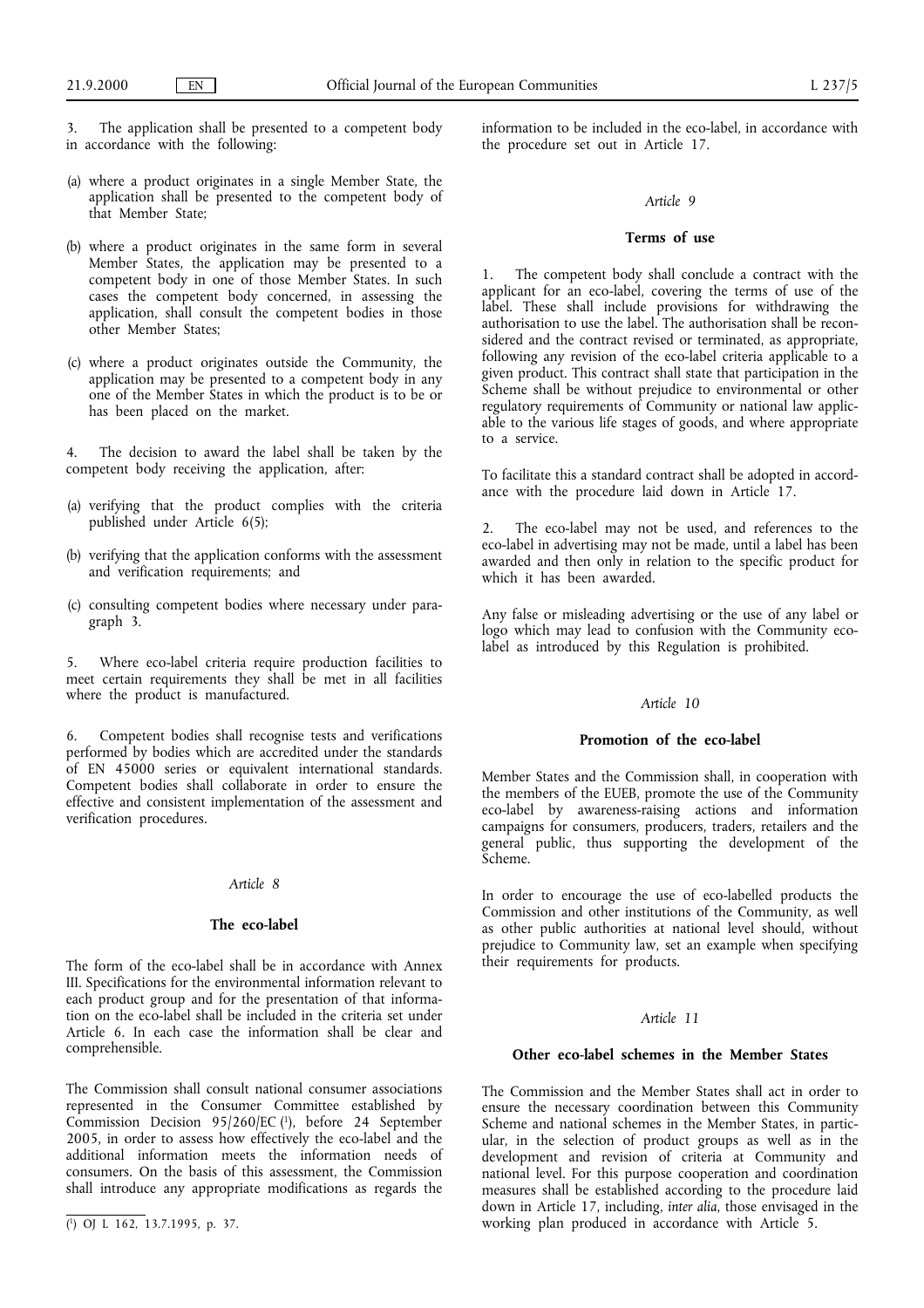3. The application shall be presented to a competent body in accordance with the following:

(a) where a product originates in a single Member State, the application shall be presented to the competent body of that Member State;

(b) where a product originates in the same form in several Member States, the application may be presented to a competent body in one of those Member States. In such cases the competent body concerned, in assessing the application, shall consult the competent bodies in those other Member States;

(c) where a product originates outside the Community, the application may be presented to a competent body in any one of the Member States in which the product is to be or has been placed on the market.

4. The decision to award the label shall be taken by the competent body receiving the application, after:

(a) verifying that the product complies with the criteria published under Article 6(5);

(b) verifying that the application conforms with the assessment and verification requirements; and

(c) consulting competent bodies where necessary under paragraph 3.

5. Where eco-label criteria require production facilities to meet certain requirements they shall be met in all facilities where the product is manufactured.

6. Competent bodies shall recognise tests and verifications performed by bodies which are accredited under the standards of EN 45000 series or equivalent international standards. Competent bodies shall collaborate in order to ensure the effective and consistent implementation of the assessment and verification procedures.

*Article 8*

**The eco-label**

The form of the eco-label shall be in accordance with Annex III. Specifications for the environmental information relevant to each product group and for the presentation of that information on the eco-label shall be included in the criteria set under Article 6. In each case the information shall be clear and comprehensible.

The Commission shall consult national consumer associations represented in the Consumer Committee established by Commission Decision 95/260/EC [1], before 24 September 2005, in order to assess how effectively the eco-label and the additional information meets the information needs of consumers. On the basis of this assessment, the Commission shall introduce any appropriate modifications as regards the information to be included in the eco-label, in accordance with the procedure set out in Article 17.

*Article 9*

**Terms of use**

1. The competent body shall conclude a contract with the applicant for an eco-label, covering the terms of use of the label. These shall include provisions for withdrawing the authorisation to use the label. The authorisation shall be reconsidered and the contract revised or terminated, as appropriate, following any revision of the eco-label criteria applicable to a given product. This contract shall state that participation in the Scheme shall be without prejudice to environmental or other regulatory requirements of Community or national law applicable to the various life stages of goods, and where appropriate to a service.

To facilitate this a standard contract shall be adopted in accordance with the procedure laid down in Article 17.

2. The eco-label may not be used, and references to the eco-label in advertising may not be made, until a label has been awarded and then only in relation to the specific product for which it has been awarded.

Any false or misleading advertising or the use of any label or logo which may lead to confusion with the Community eco-label as introduced by this Regulation is prohibited.

*Article 10*

**Promotion of the eco-label**

Member States and the Commission shall, in cooperation with the members of the EUEB, promote the use of the Community eco-label by awareness-raising actions and information campaigns for consumers, producers, traders, retailers and the general public, thus supporting the development of the Scheme.

In order to encourage the use of eco-labelled products the Commission and other institutions of the Community, as well as other public authorities at national level should, without prejudice to Community law, set an example when specifying their requirements for products.

*Article 11*

**Other eco-label schemes in the Member States**

The Commission and the Member States shall act in order to ensure the necessary coordination between this Community Scheme and national schemes in the Member States, in particular, in the selection of product groups as well as in the development and revision of criteria at Community and national level. For this purpose cooperation and coordination measures shall be established according to the procedure laid down in Article 17, including, *inter alia*, those envisaged in the working plan produced in accordance with Article 5.

[1] OJ L 162, 13.7.1995, p. 37.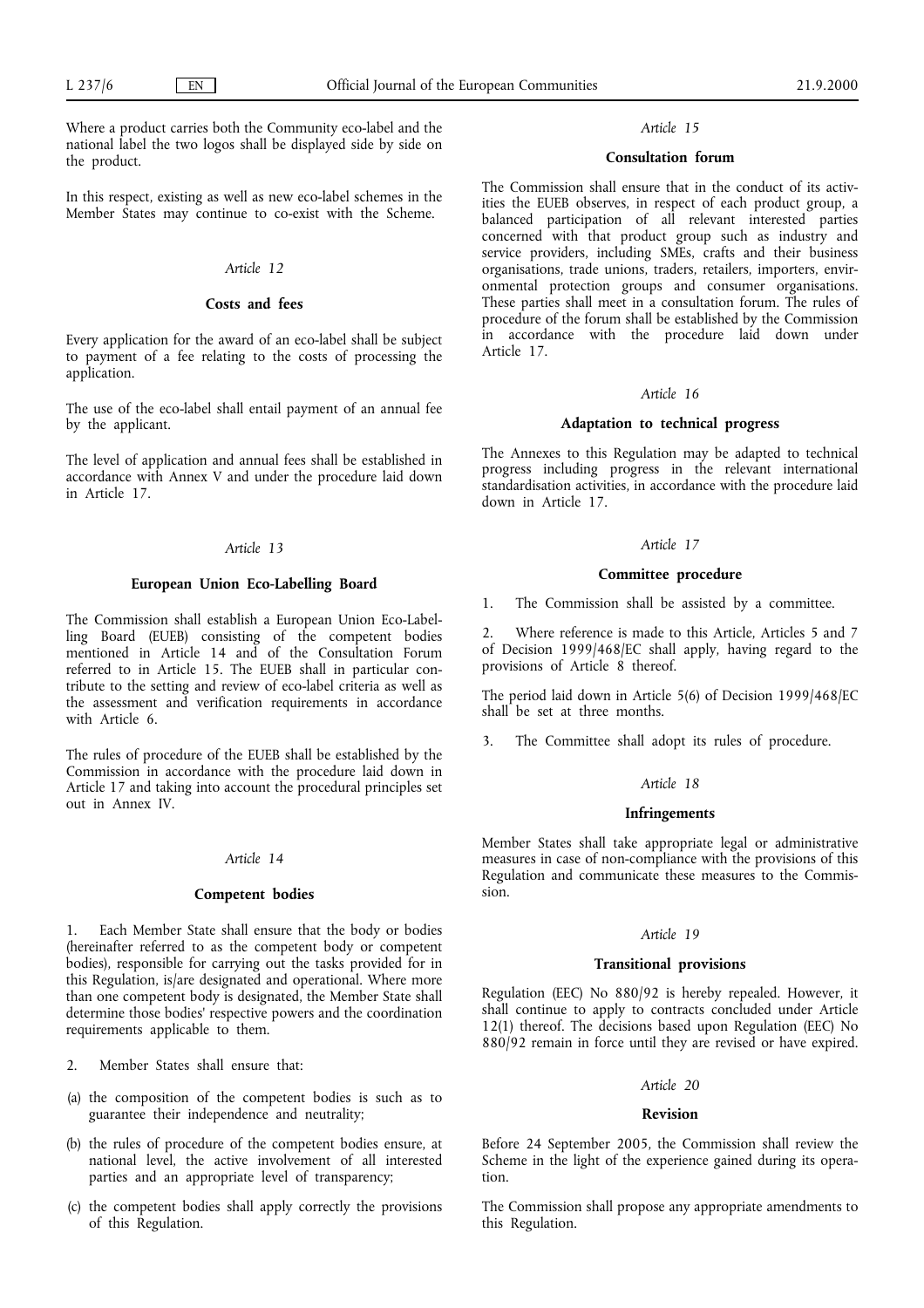Where a product carries both the Community eco-label and the national label the two logos shall be displayed side by side on the product.

In this respect, existing as well as new eco-label schemes in the Member States may continue to co-exist with the Scheme.

*Article 12*

**Costs and fees**

Every application for the award of an eco-label shall be subject to payment of a fee relating to the costs of processing the application.

The use of the eco-label shall entail payment of an annual fee by the applicant.

The level of application and annual fees shall be established in accordance with Annex V and under the procedure laid down in Article 17.

*Article 13*

**European Union Eco-Labelling Board**

The Commission shall establish a European Union Eco-Labelling Board (EUEB) consisting of the competent bodies mentioned in Article 14 and of the Consultation Forum referred to in Article 15. The EUEB shall in particular contribute to the setting and review of eco-label criteria as well as the assessment and verification requirements in accordance with Article 6.

The rules of procedure of the EUEB shall be established by the Commission in accordance with the procedure laid down in Article 17 and taking into account the procedural principles set out in Annex IV.

*Article 14*

**Competent bodies**

1. Each Member State shall ensure that the body or bodies (hereinafter referred to as the competent body or competent bodies), responsible for carrying out the tasks provided for in this Regulation, is/are designated and operational. Where more than one competent body is designated, the Member State shall determine those bodies' respective powers and the coordination requirements applicable to them.

2. Member States shall ensure that:

(a) the composition of the competent bodies is such as to guarantee their independence and neutrality;

(b) the rules of procedure of the competent bodies ensure, at national level, the active involvement of all interested parties and an appropriate level of transparency;

(c) the competent bodies shall apply correctly the provisions of this Regulation.

*Article 15*

**Consultation forum**

The Commission shall ensure that in the conduct of its activities the EUEB observes, in respect of each product group, a balanced participation of all relevant interested parties concerned with that product group such as industry and service providers, including SMEs, crafts and their business organisations, trade unions, traders, retailers, importers, environmental protection groups and consumer organisations. These parties shall meet in a consultation forum. The rules of procedure of the forum shall be established by the Commission in accordance with the procedure laid down under Article 17.

*Article 16*

**Adaptation to technical progress**

The Annexes to this Regulation may be adapted to technical progress including progress in the relevant international standardisation activities, in accordance with the procedure laid down in Article 17.

*Article 17*

**Committee procedure**

1. The Commission shall be assisted by a committee.

2. Where reference is made to this Article, Articles 5 and 7 of Decision 1999/468/EC shall apply, having regard to the provisions of Article 8 thereof.

The period laid down in Article 5(6) of Decision 1999/468/EC shall be set at three months.

3. The Committee shall adopt its rules of procedure.

*Article 18*

**Infringements**

Member States shall take appropriate legal or administrative measures in case of non-compliance with the provisions of this Regulation and communicate these measures to the Commission.

*Article 19*

**Transitional provisions**

Regulation (EEC) No 880/92 is hereby repealed. However, it shall continue to apply to contracts concluded under Article 12(1) thereof. The decisions based upon Regulation (EEC) No 880/92 remain in force until they are revised or have expired.

*Article 20*

**Revision**

Before 24 September 2005, the Commission shall review the Scheme in the light of the experience gained during its operation.

The Commission shall propose any appropriate amendments to this Regulation.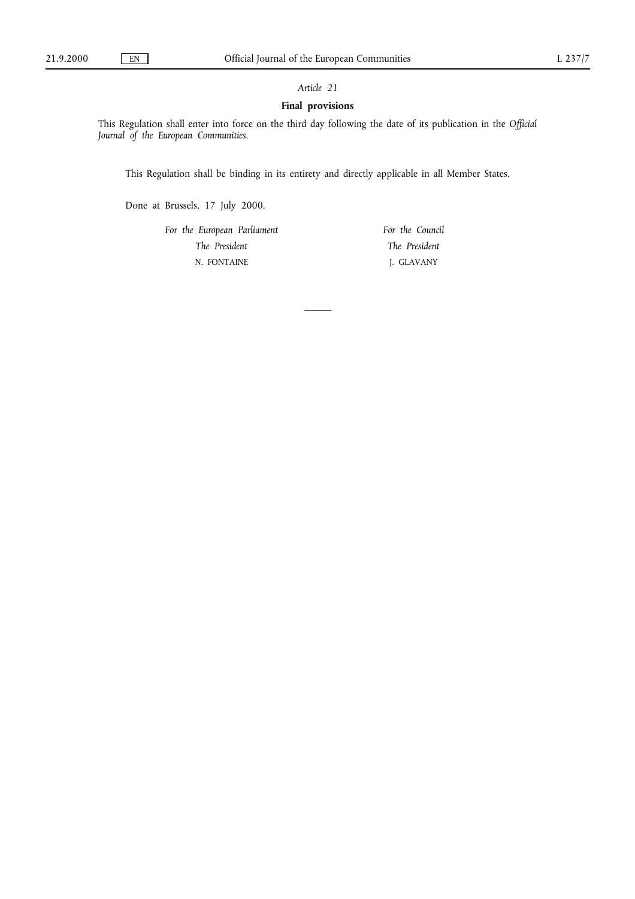*Article 21*

**Final provisions**

This Regulation shall enter into force on the third day following the date of its publication in the *Official Journal of the European Communities*.

This Regulation shall be binding in its entirety and directly applicable in all Member States.

Done at Brussels, 17 July 2000.

| *For the European Parliament* | *For the Council* |
|---|---|
| *The President* | *The President* |
| N. FONTAINE | J. GLAVANY |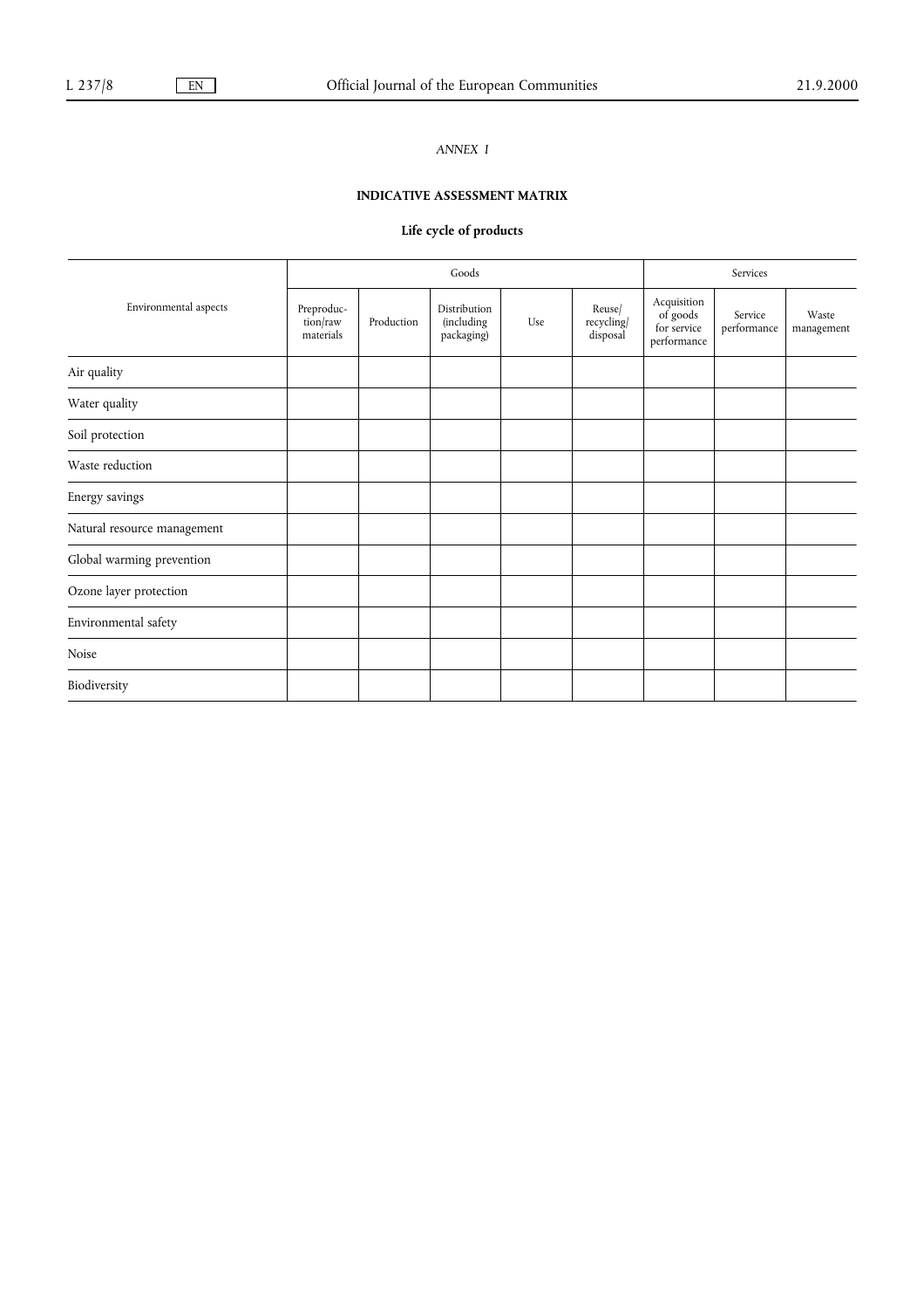*ANNEX I*

**INDICATIVE ASSESSMENT MATRIX**

**Life cycle of products**

| Environmental aspects | Goods | | | | | Services | | |
|---|---|---|---|---|---|---|---|---|
| | Preproduction/raw materials | Production | Distribution (including packaging) | Use | Reuse/recycling/disposal | Acquisition of goods for service performance | Service performance | Waste management |
| Air quality | | | | | | | | |
| Water quality | | | | | | | | |
| Soil protection | | | | | | | | |
| Waste reduction | | | | | | | | |
| Energy savings | | | | | | | | |
| Natural resource management | | | | | | | | |
| Global warming prevention | | | | | | | | |
| Ozone layer protection | | | | | | | | |
| Environmental safety | | | | | | | | |
| Noise | | | | | | | | |
| Biodiversity | | | | | | | | |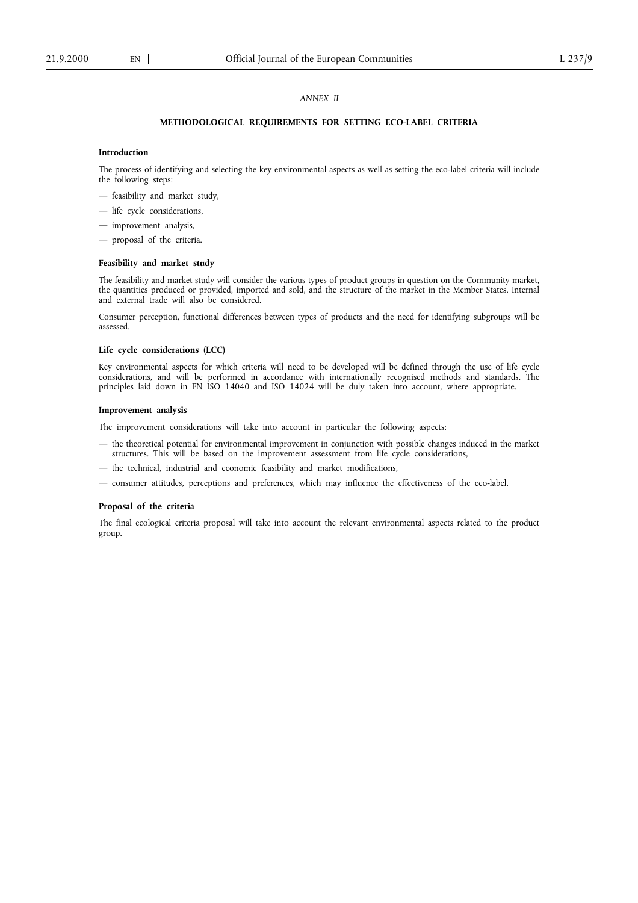*ANNEX II*

## METHODOLOGICAL REQUIREMENTS FOR SETTING ECO-LABEL CRITERIA

### Introduction

The process of identifying and selecting the key environmental aspects as well as setting the eco-label criteria will include the following steps:

- feasibility and market study,
- life cycle considerations,
- improvement analysis,
- proposal of the criteria.

### Feasibility and market study

The feasibility and market study will consider the various types of product groups in question on the Community market, the quantities produced or provided, imported and sold, and the structure of the market in the Member States. Internal and external trade will also be considered.

Consumer perception, functional differences between types of products and the need for identifying subgroups will be assessed.

### Life cycle considerations (LCC)

Key environmental aspects for which criteria will need to be developed will be defined through the use of life cycle considerations, and will be performed in accordance with internationally recognised methods and standards. The principles laid down in EN ISO 14040 and ISO 14024 will be duly taken into account, where appropriate.

### Improvement analysis

The improvement considerations will take into account in particular the following aspects:

- the theoretical potential for environmental improvement in conjunction with possible changes induced in the market structures. This will be based on the improvement assessment from life cycle considerations,
- the technical, industrial and economic feasibility and market modifications,
- consumer attitudes, perceptions and preferences, which may influence the effectiveness of the eco-label.

### Proposal of the criteria

The final ecological criteria proposal will take into account the relevant environmental aspects related to the product group.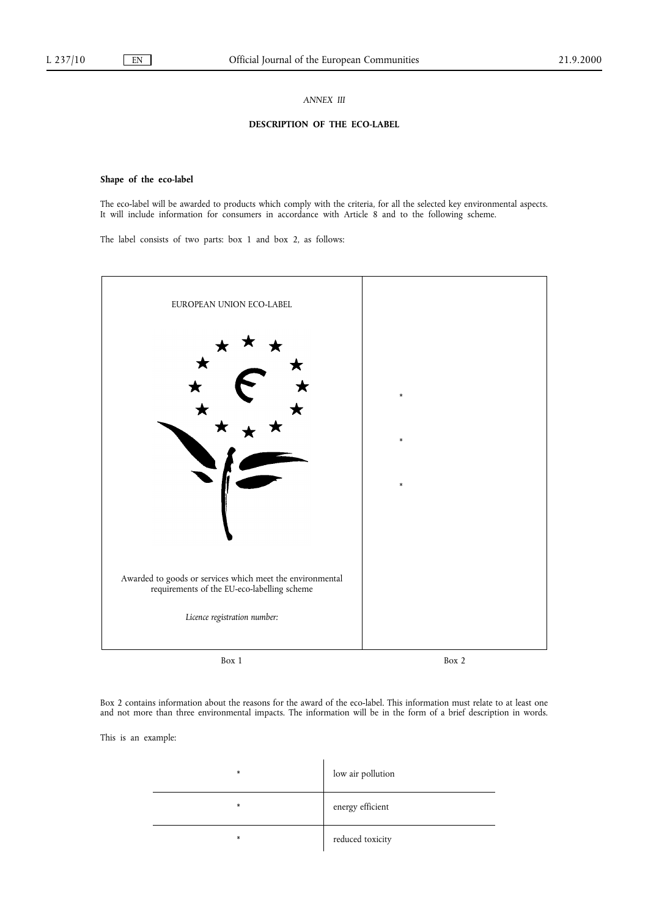*ANNEX III*

## DESCRIPTION OF THE ECO-LABEL

### Shape of the eco-label

The eco-label will be awarded to products which comply with the criteria, for all the selected key environmental aspects. It will include information for consumers in accordance with Article 8 and to the following scheme.

The label consists of two parts: box 1 and box 2, as follows:

| Box 1 | Box 2 |
|---|---|
| EUROPEAN UNION ECO-LABEL<br><br>Awarded to goods or services which meet the environmental requirements of the EU-eco-labelling scheme<br><br>*Licence registration number:* | *<br><br>*<br><br>* |

Box 2 contains information about the reasons for the award of the eco-label. This information must relate to at least one and not more than three environmental impacts. The information will be in the form of a brief description in words.

This is an example:

| | |
|---|---|
| * | low air pollution |
| * | energy efficient |
| * | reduced toxicity |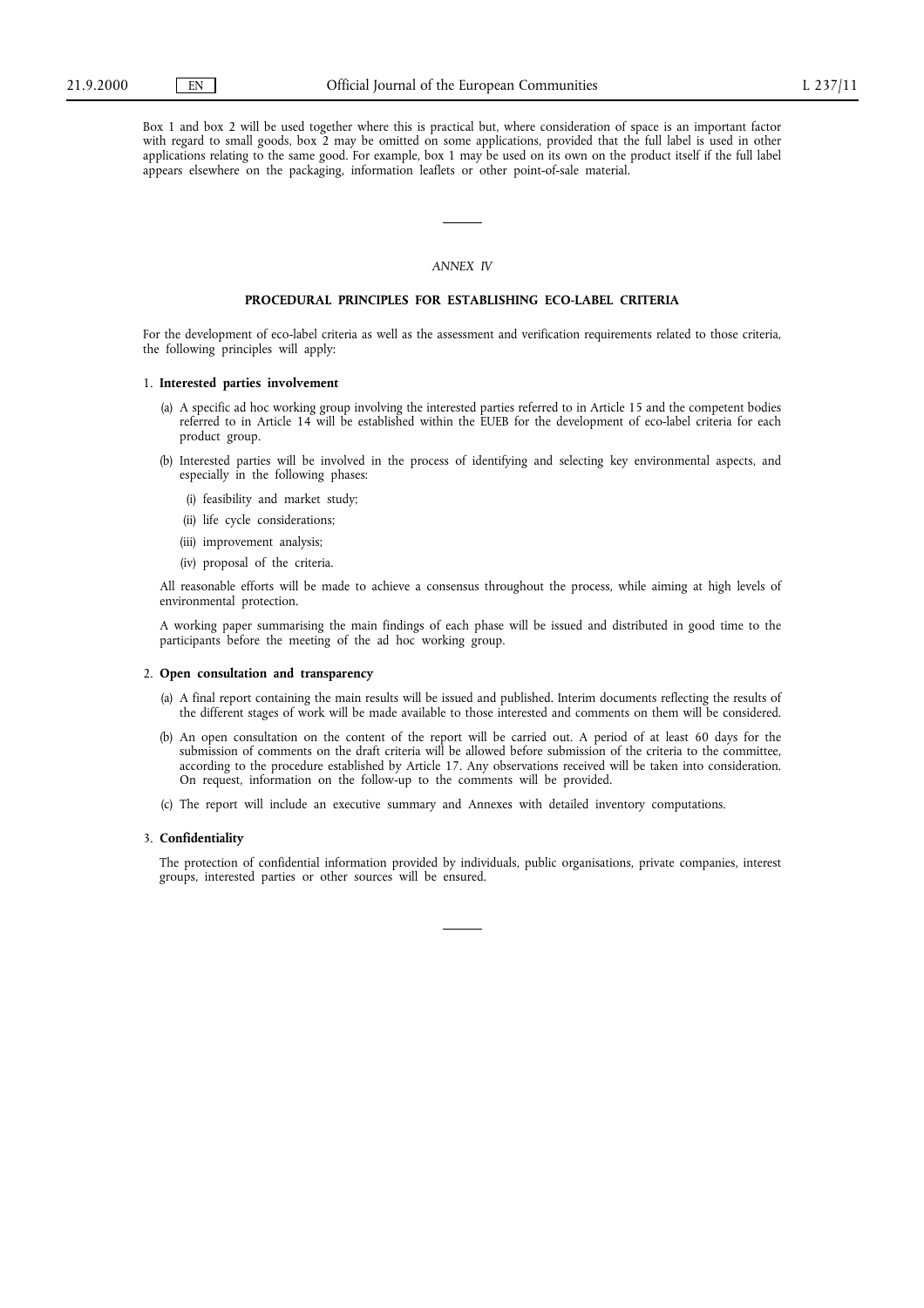Box 1 and box 2 will be used together where this is practical but, where consideration of space is an important factor with regard to small goods, box 2 may be omitted on some applications, provided that the full label is used in other applications relating to the same good. For example, box 1 may be used on its own on the product itself if the full label appears elsewhere on the packaging, information leaflets or other point-of-sale material.

---

*ANNEX IV*

## PROCEDURAL PRINCIPLES FOR ESTABLISHING ECO-LABEL CRITERIA

For the development of eco-label criteria as well as the assessment and verification requirements related to those criteria, the following principles will apply:

1. **Interested parties involvement**

   (a) A specific ad hoc working group involving the interested parties referred to in Article 15 and the competent bodies referred to in Article 14 will be established within the EUEB for the development of eco-label criteria for each product group.

   (b) Interested parties will be involved in the process of identifying and selecting key environmental aspects, and especially in the following phases:

   (i) feasibility and market study;

   (ii) life cycle considerations;

   (iii) improvement analysis;

   (iv) proposal of the criteria.

   All reasonable efforts will be made to achieve a consensus throughout the process, while aiming at high levels of environmental protection.

   A working paper summarising the main findings of each phase will be issued and distributed in good time to the participants before the meeting of the ad hoc working group.

2. **Open consultation and transparency**

   (a) A final report containing the main results will be issued and published. Interim documents reflecting the results of the different stages of work will be made available to those interested and comments on them will be considered.

   (b) An open consultation on the content of the report will be carried out. A period of at least 60 days for the submission of comments on the draft criteria will be allowed before submission of the criteria to the committee, according to the procedure established by Article 17. Any observations received will be taken into consideration. On request, information on the follow-up to the comments will be provided.

   (c) The report will include an executive summary and Annexes with detailed inventory computations.

3. **Confidentiality**

   The protection of confidential information provided by individuals, public organisations, private companies, interest groups, interested parties or other sources will be ensured.

---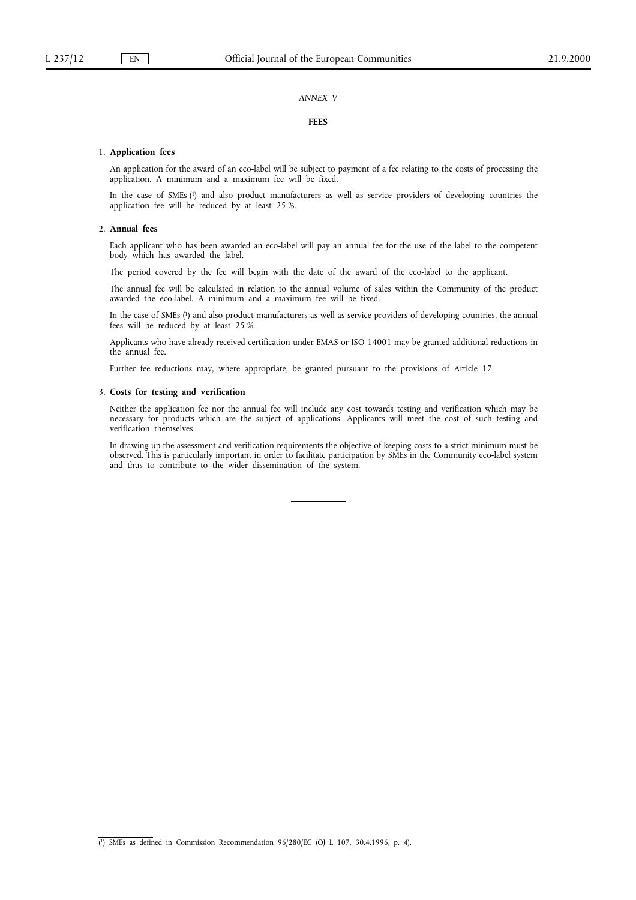*ANNEX V*

# FEES

## 1. Application fees

An application for the award of an eco-label will be subject to payment of a fee relating to the costs of processing the application. A minimum and a maximum fee will be fixed.

In the case of SMEs [1] and also product manufacturers as well as service providers of developing countries the application fee will be reduced by at least 25 %.

## 2. Annual fees

Each applicant who has been awarded an eco-label will pay an annual fee for the use of the label to the competent body which has awarded the label.

The period covered by the fee will begin with the date of the award of the eco-label to the applicant.

The annual fee will be calculated in relation to the annual volume of sales within the Community of the product awarded the eco-label. A minimum and a maximum fee will be fixed.

In the case of SMEs [1] and also product manufacturers as well as service providers of developing countries, the annual fees will be reduced by at least 25 %.

Applicants who have already received certification under EMAS or ISO 14001 may be granted additional reductions in the annual fee.

Further fee reductions may, where appropriate, be granted pursuant to the provisions of Article 17.

## 3. Costs for testing and verification

Neither the application fee nor the annual fee will include any cost towards testing and verification which may be necessary for products which are the subject of applications. Applicants will meet the cost of such testing and verification themselves.

In drawing up the assessment and verification requirements the objective of keeping costs to a strict minimum must be observed. This is particularly important in order to facilitate participation by SMEs in the Community eco-label system and thus to contribute to the wider dissemination of the system.

---

[1] SMEs as defined in Commission Recommendation 96/280/EC (OJ L 107, 30.4.1996, p. 4).